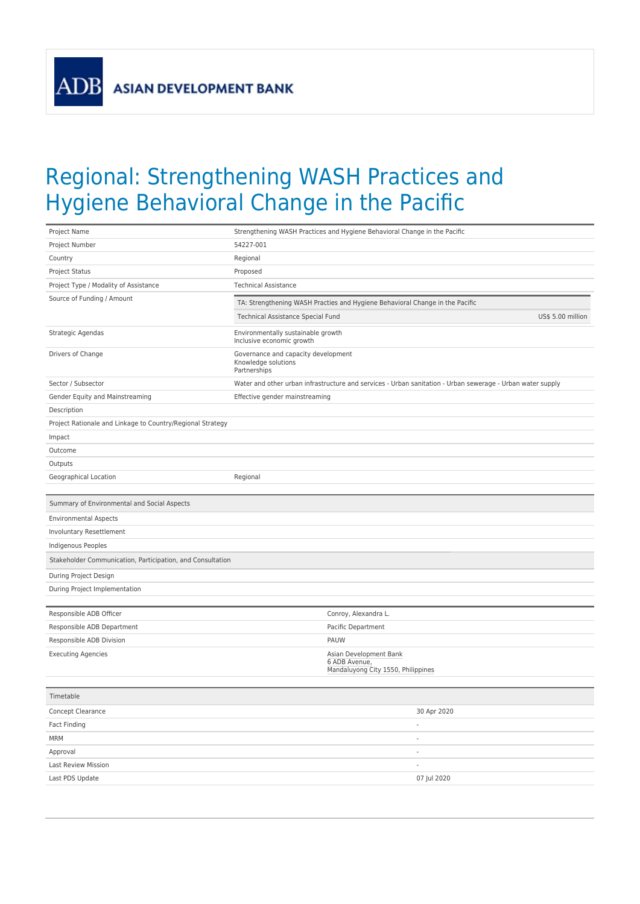ASIAN DEVELOPMENT BANK

# Regional: Strengthening WASH Practices and Hygiene Behavioral Change in the Pacific

| | |
|---|---|
| Project Name | Strengthening WASH Practices and Hygiene Behavioral Change in the Pacific |
| Project Number | 54227-001 |
| Country | Regional |
| Project Status | Proposed |
| Project Type / Modality of Assistance | Technical Assistance |
| Source of Funding / Amount | TA: Strengthening WASH Practies and Hygiene Behavioral Change in the Pacific<br>Technical Assistance Special Fund — US$ 5.00 million |
| Strategic Agendas | Environmentally sustainable growth<br>Inclusive economic growth |
| Drivers of Change | Governance and capacity development<br>Knowledge solutions<br>Partnerships |
| Sector / Subsector | Water and other urban infrastructure and services - Urban sanitation - Urban sewerage - Urban water supply |
| Gender Equity and Mainstreaming | Effective gender mainstreaming |
| Description | |
| Project Rationale and Linkage to Country/Regional Strategy | |
| Impact | |
| Outcome | |
| Outputs | |
| Geographical Location | Regional |

| Summary of Environmental and Social Aspects | |
|---|---|
| Environmental Aspects | |
| Involuntary Resettlement | |
| Indigenous Peoples | |
| **Stakeholder Communication, Participation, and Consultation** | |
| During Project Design | |
| During Project Implementation | |

| | |
|---|---|
| Responsible ADB Officer | Conroy, Alexandra L. |
| Responsible ADB Department | Pacific Department |
| Responsible ADB Division | PAUW |
| Executing Agencies | Asian Development Bank<br>6 ADB Avenue,<br>Mandaluyong City 1550, Philippines |

| Timetable | |
|---|---|
| Concept Clearance | 30 Apr 2020 |
| Fact Finding | - |
| MRM | - |
| Approval | - |
| Last Review Mission | - |
| Last PDS Update | 07 Jul 2020 |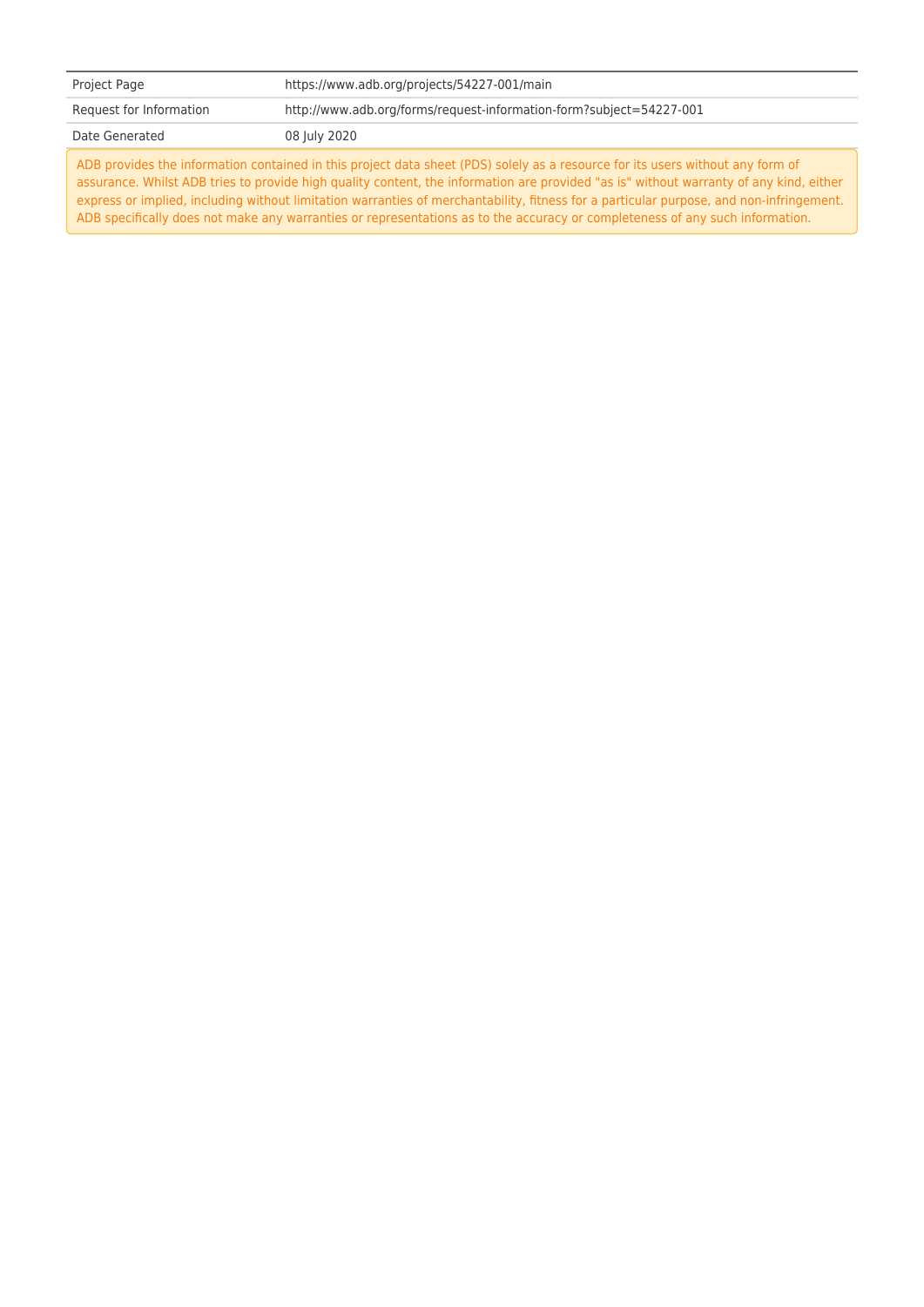| | |
|---|---|
| Project Page | https://www.adb.org/projects/54227-001/main |
| Request for Information | http://www.adb.org/forms/request-information-form?subject=54227-001 |
| Date Generated | 08 July 2020 |

ADB provides the information contained in this project data sheet (PDS) solely as a resource for its users without any form of assurance. Whilst ADB tries to provide high quality content, the information are provided "as is" without warranty of any kind, either express or implied, including without limitation warranties of merchantability, fitness for a particular purpose, and non-infringement. ADB specifically does not make any warranties or representations as to the accuracy or completeness of any such information.